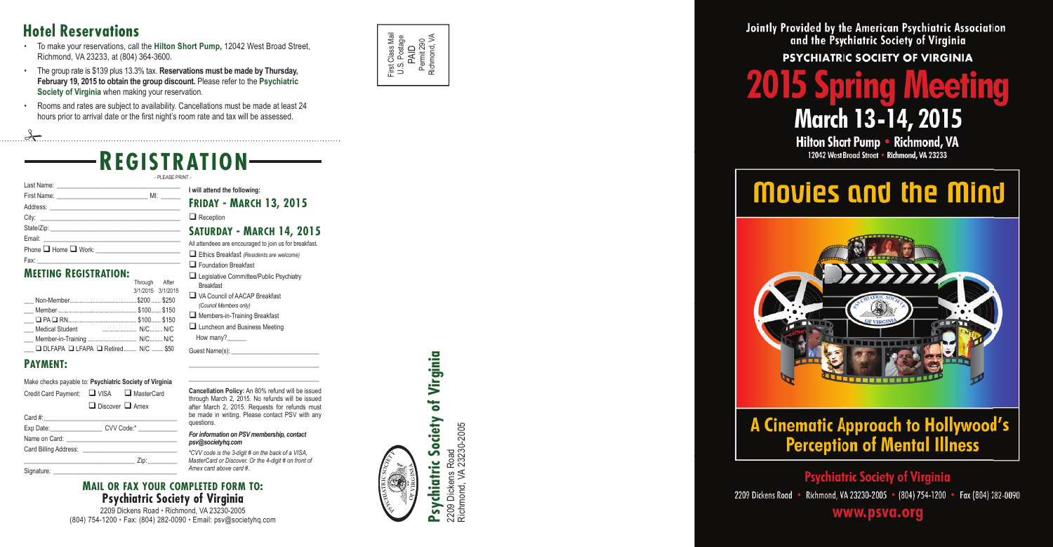## Hotel Reservations

- To make your reservations, call the **Hilton Short Pump,** 12042 West Broad Street, Richmond, VA 23233, at (804) 364-3600.
- The group rate is $139 plus 13.3% tax. **Reservations must be made by Thursday, February 19, 2015 to obtain the group discount.** Please refer to the **Psychiatric Society of Virginia** when making your reservation.
- Rooms and rates are subject to availability. Cancellations must be made at least 24 hours prior to arrival date or the first night's room rate and tax will be assessed.

# REGISTRATION

- PLEASE PRINT -

Last Name: ____________________

First Name: ____________________ MI: _____

Address: ____________________

City: ____________________

State/Zip: ____________________

Email: ____________________

Phone ❑ Home ❑ Work: ____________________

Fax: ____________________

### Meeting Registration:

| | Through 3/1/2015 | After 3/1/2015 |
|---|---|---|
| ___ Non-Member | $200 | $250 |
| ___ Member | $100 | $150 |
| ___ ❑ PA ❑ RN | $100 | $150 |
| ___ Medical Student | N/C | N/C |
| ___ Member-in-Training | N/C | N/C |
| ___ ❑ DLFAPA ❑ LFAPA ❑ Retired | N/C | $50 |

### Payment:

Make checks payable to: **Psychiatric Society of Virginia**

Credit Card Payment: ❑ VISA ❑ MasterCard ❑ Discover ❑ Amex

Card #: ____________________

Exp Date: ____________ CVV Code:* ____________

Name on Card: ____________________

Card Billing Address: ____________________

____________________ Zip: ________

Signature: ____________________

**I will attend the following:**

### Friday - March 13, 2015

❑ Reception

### Saturday - March 14, 2015

All attendees are encouraged to join us for breakfast.

❑ Ethics Breakfast *(Residents are welcome)*

❑ Foundation Breakfast

❑ Legislative Committee/Public Psychiatry Breakfast

❑ VA Council of AACAP Breakfast *(Council Members only)*

❑ Members-in-Training Breakfast

❑ Luncheon and Business Meeting
How many? ______

Guest Name(s): ____________________

____________________

**Cancellation Policy:** An 80% refund will be issued through March 2, 2015. No refunds will be issued after March 2, 2015. Requests for refunds must be made in writing. Please contact PSV with any questions.

***For information on PSV membership, contact psv@societyhq.com***

*\*CVV code is the 3-digit # on the back of a VISA, MasterCard or Discover. Or the 4-digit # on front of Amex card above card #.*

### Mail or Fax Your Completed Form To:
**Psychiatric Society of Virginia**

2209 Dickens Road • Richmond, VA 23230-2005
(804) 754-1200 • Fax: (804) 282-0090 • Email: psv@societyhq.com

First Class Mail
U.S. Postage
PAID
Permit 290
Richmond, VA

**Psychiatric Society of Virginia**
2209 Dickens Road
Richmond, VA 23230-2005

Jointly Provided by the American Psychiatric Association and the Psychiatric Society of Virginia

PSYCHIATRIC SOCIETY OF VIRGINIA

# 2015 Spring Meeting

## March 13-14, 2015

**Hilton Short Pump • Richmond, VA**
12042 West Broad Street • Richmond, VA 23233

# Movies and the Mind

## A Cinematic Approach to Hollywood's Perception of Mental Illness

**Psychiatric Society of Virginia**

2209 Dickens Road • Richmond, VA 23230-2005 • (804) 754-1200 • Fax (804) 282-0090

**www.psva.org**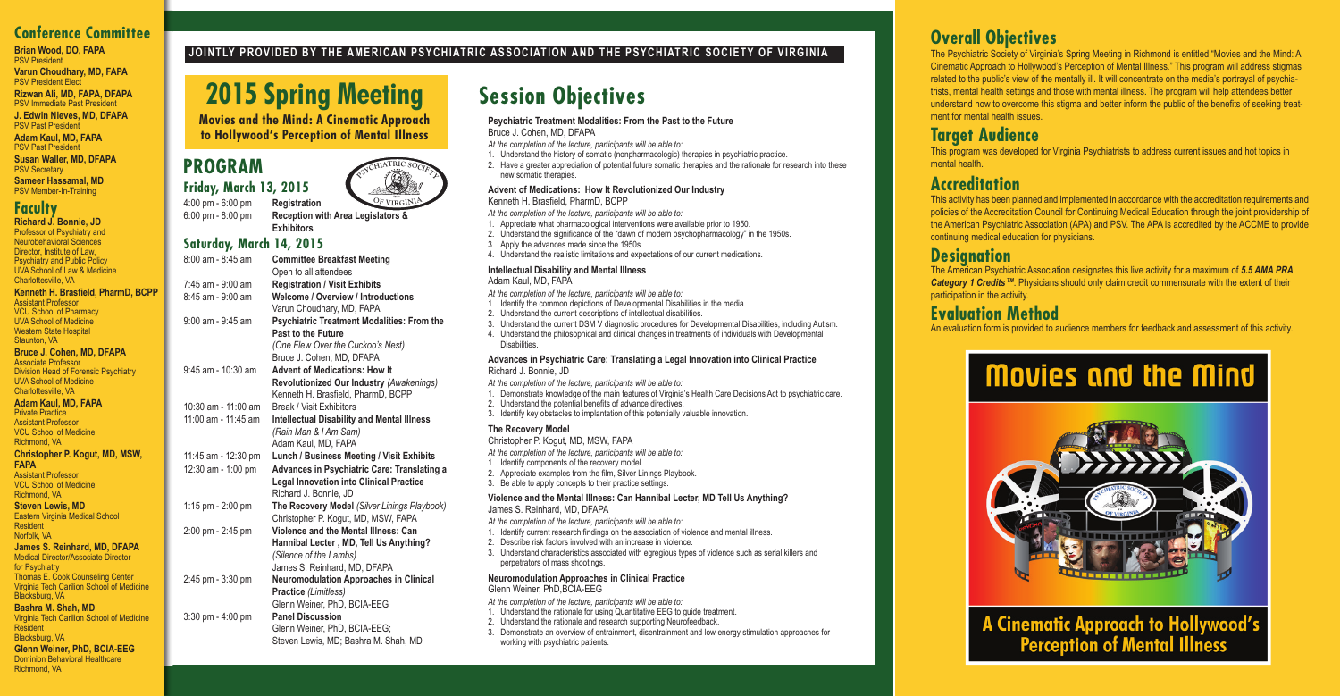## Conference Committee

**Brian Wood, DO, FAPA**
PSV President

**Varun Choudhary, MD, FAPA**
PSV President Elect

**Rizwan Ali, MD, FAPA, DFAPA**
PSV Immediate Past President

**J. Edwin Nieves, MD, DFAPA**
PSV Past President

**Adam Kaul, MD, FAPA**
PSV Past President

**Susan Waller, MD, DFAPA**
PSV Secretary

**Sameer Hassamal, MD**
PSV Member-In-Training

## Faculty

**Richard J. Bonnie, JD**
Professor of Psychiatry and Neurobehavioral Sciences
Director, Institute of Law, Psychiatry and Public Policy
UVA School of Law & Medicine
Charlottesville, VA

**Kenneth H. Brasfield, PharmD, BCPP**
Assistant Professor
VCU School of Pharmacy
UVA School of Medicine
Western State Hospital
Staunton, VA

**Bruce J. Cohen, MD, DFAPA**
Associate Professor
Division Head of Forensic Psychiatry
UVA School of Medicine
Charlottesville, VA

**Adam Kaul, MD, FAPA**
Private Practice
Assistant Professor
VCU School of Medicine
Richmond, VA

**Christopher P. Kogut, MD, MSW, FAPA**
Assistant Professor
VCU School of Medicine
Richmond, VA

**Steven Lewis, MD**
Eastern Virginia Medical School
Resident
Norfolk, VA

**James S. Reinhard, MD, DFAPA**
Medical Director/Associate Director for Psychiatry
Thomas E. Cook Counseling Center
Virginia Tech Carilion School of Medicine
Blacksburg, VA

**Bashra M. Shah, MD**
Virginia Tech Carilion School of Medicine
Resident
Blacksburg, VA

**Glenn Weiner, PhD, BCIA-EEG**
Dominion Behavioral Healthcare
Richmond, VA

**JOINTLY PROVIDED BY THE AMERICAN PSYCHIATRIC ASSOCIATION AND THE PSYCHIATRIC SOCIETY OF VIRGINIA**

# 2015 Spring Meeting

**Movies and the Mind: A Cinematic Approach to Hollywood's Perception of Mental Illness**

## PROGRAM

### Friday, March 13, 2015

| | |
|---|---|
| 4:00 pm - 6:00 pm | **Registration** |
| 6:00 pm - 8:00 pm | **Reception with Area Legislators & Exhibitors** |

### Saturday, March 14, 2015

| | |
|---|---|
| 8:00 am - 8:45 am | **Committee Breakfast Meeting** Open to all attendees |
| 7:45 am - 9:00 am | **Registration / Visit Exhibits** |
| 8:45 am - 9:00 am | **Welcome / Overview / Introductions** Varun Choudhary, MD, FAPA |
| 9:00 am - 9:45 am | **Psychiatric Treatment Modalities: From the Past to the Future** *(One Flew Over the Cuckoo's Nest)* Bruce J. Cohen, MD, DFAPA |
| 9:45 am - 10:30 am | **Advent of Medications: How It Revolutionized Our Industry** *(Awakenings)* Kenneth H. Brasfield, PharmD, BCPP |
| 10:30 am - 11:00 am | Break / Visit Exhibitors |
| 11:00 am - 11:45 am | **Intellectual Disability and Mental Illness** *(Rain Man & I Am Sam)* Adam Kaul, MD, FAPA |
| 11:45 am - 12:30 pm | **Lunch / Business Meeting / Visit Exhibits** |
| 12:30 am - 1:00 pm | **Advances in Psychiatric Care: Translating a Legal Innovation into Clinical Practice** Richard J. Bonnie, JD |
| 1:15 pm - 2:00 pm | **The Recovery Model** *(Silver Linings Playbook)* Christopher P. Kogut, MD, MSW, FAPA |
| 2:00 pm - 2:45 pm | **Violence and the Mental Illness: Can Hannibal Lecter , MD, Tell Us Anything?** *(Silence of the Lambs)* James S. Reinhard, MD, DFAPA |
| 2:45 pm - 3:30 pm | **Neuromodulation Approaches in Clinical Practice** *(Limitless)* Glenn Weiner, PhD, BCIA-EEG |
| 3:30 pm - 4:00 pm | **Panel Discussion** Glenn Weiner, PhD, BCIA-EEG; Steven Lewis, MD; Bashra M. Shah, MD |

# Session Objectives

**Psychiatric Treatment Modalities: From the Past to the Future**
Bruce J. Cohen, MD, DFAPA

*At the completion of the lecture, participants will be able to:*

1. Understand the history of somatic (nonpharmacologic) therapies in psychiatric practice.
2. Have a greater appreciation of potential future somatic therapies and the rationale for research into these new somatic therapies.

**Advent of Medications: How It Revolutionized Our Industry**
Kenneth H. Brasfield, PharmD, BCPP

*At the completion of the lecture, participants will be able to:*

1. Appreciate what pharmacological interventions were available prior to 1950.
2. Understand the significance of the "dawn of modern psychopharmacology" in the 1950s.
3. Apply the advances made since the 1950s.
4. Understand the realistic limitations and expectations of our current medications.

**Intellectual Disability and Mental Illness**
Adam Kaul, MD, FAPA

*At the completion of the lecture, participants will be able to:*

1. Identify the common depictions of Developmental Disabilities in the media.
2. Understand the current descriptions of intellectual disabilities.
3. Understand the current DSM V diagnostic procedures for Developmental Disabilities, including Autism.
4. Understand the philosophical and clinical changes in treatments of individuals with Developmental Disabilities.

**Advances in Psychiatric Care: Translating a Legal Innovation into Clinical Practice**
Richard J. Bonnie, JD

*At the completion of the lecture, participants will be able to:*

1. Demonstrate knowledge of the main features of Virginia's Health Care Decisions Act to psychiatric care.
2. Understand the potential benefits of advance directives.
3. Identify key obstacles to implantation of this potentially valuable innovation.

**The Recovery Model**
Christopher P. Kogut, MD, MSW, FAPA

*At the completion of the lecture, participants will be able to:*

1. Identify components of the recovery model.
2. Appreciate examples from the film, Silver Linings Playbook.
3. Be able to apply concepts to their practice settings.

**Violence and the Mental Illness: Can Hannibal Lecter, MD Tell Us Anything?**
James S. Reinhard, MD, DFAPA

*At the completion of the lecture, participants will be able to:*

1. Identify current research findings on the association of violence and mental illness.
2. Describe risk factors involved with an increase in violence.
3. Understand characteristics associated with egregious types of violence such as serial killers and perpetrators of mass shootings.

**Neuromodulation Approaches in Clinical Practice**
Glenn Weiner, PhD,BCIA-EEG

*At the completion of the lecture, participants will be able to:*

1. Understand the rationale for using Quantitative EEG to guide treatment.
2. Understand the rationale and research supporting Neurofeedback.
3. Demonstrate an overview of entrainment, disentrainment and low energy stimulation approaches for working with psychiatric patients.

## Overall Objectives

The Psychiatric Society of Virginia's Spring Meeting in Richmond is entitled "Movies and the Mind: A Cinematic Approach to Hollywood's Perception of Mental Illness." This program will address stigmas related to the public's view of the mentally ill. It will concentrate on the media's portrayal of psychiatrists, mental health settings and those with mental illness. The program will help attendees better understand how to overcome this stigma and better inform the public of the benefits of seeking treatment for mental health issues.

## Target Audience

This program was developed for Virginia Psychiatrists to address current issues and hot topics in mental health.

## Accreditation

This activity has been planned and implemented in accordance with the accreditation requirements and policies of the Accreditation Council for Continuing Medical Education through the joint providership of the American Psychiatric Association (APA) and PSV. The APA is accredited by the ACCME to provide continuing medical education for physicians.

## Designation

The American Psychiatric Association designates this live activity for a maximum of ***5.5 AMA PRA Category 1 Credits™***. Physicians should only claim credit commensurate with the extent of their participation in the activity.

## Evaluation Method

An evaluation form is provided to audience members for feedback and assessment of this activity.

# Movies and the Mind

## A Cinematic Approach to Hollywood's Perception of Mental Illness